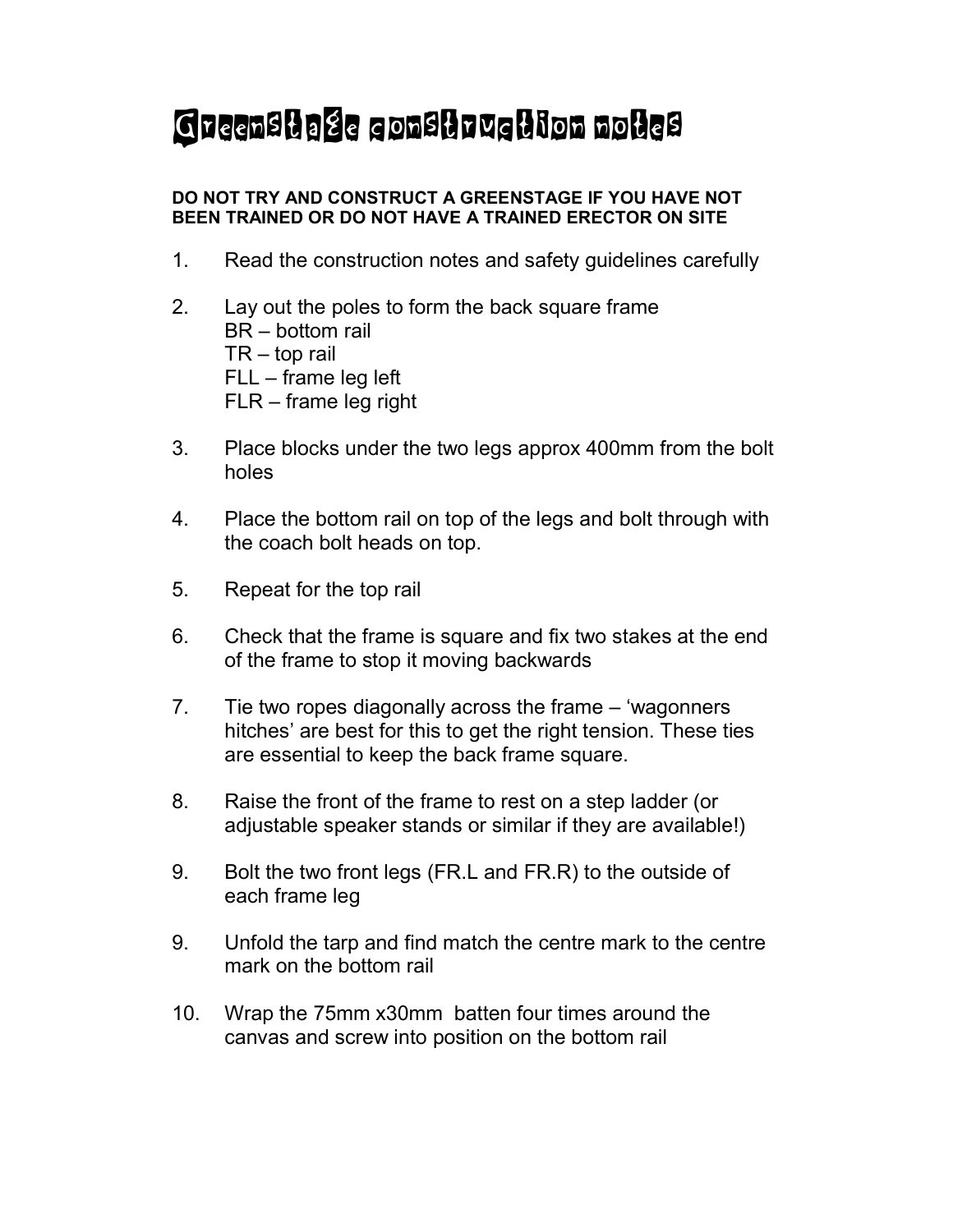# Greenstage construction notes

**DO NOT TRY AND CONSTRUCT A GREENSTAGE IF YOU HAVE NOT BEEN TRAINED OR DO NOT HAVE A TRAINED ERECTOR ON SITE**

1. Read the construction notes and safety guidelines carefully

2. Lay out the poles to form the back square frame
   BR – bottom rail
   TR – top rail
   FLL – frame leg left
   FLR – frame leg right

3. Place blocks under the two legs approx 400mm from the bolt holes

4. Place the bottom rail on top of the legs and bolt through with the coach bolt heads on top.

5. Repeat for the top rail

6. Check that the frame is square and fix two stakes at the end of the frame to stop it moving backwards

7. Tie two ropes diagonally across the frame – 'wagonners hitches' are best for this to get the right tension. These ties are essential to keep the back frame square.

8. Raise the front of the frame to rest on a step ladder (or adjustable speaker stands or similar if they are available!)

9. Bolt the two front legs (FR.L and FR.R) to the outside of each frame leg

9. Unfold the tarp and find match the centre mark to the centre mark on the bottom rail

10. Wrap the 75mm x30mm batten four times around the canvas and screw into position on the bottom rail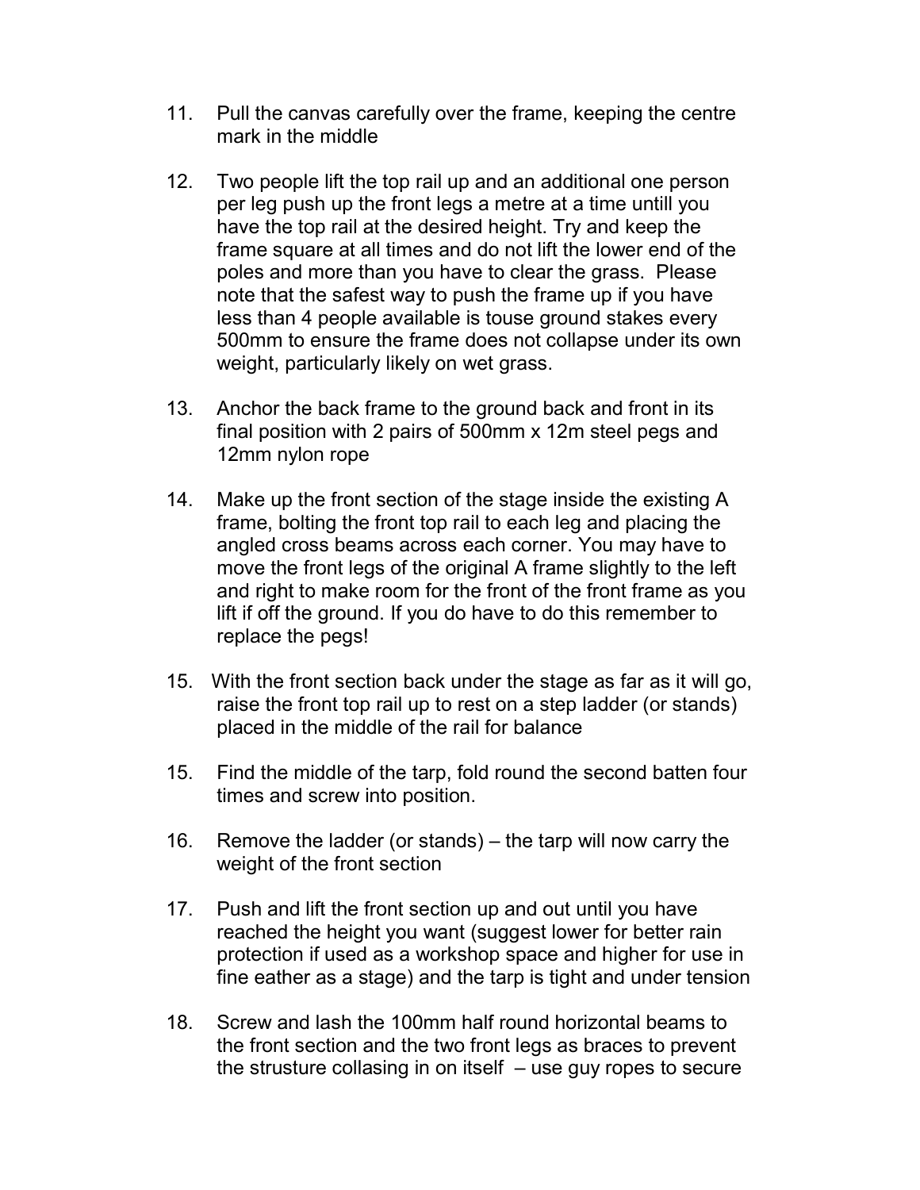11. Pull the canvas carefully over the frame, keeping the centre mark in the middle

12. Two people lift the top rail up and an additional one person per leg push up the front legs a metre at a time untill you have the top rail at the desired height. Try and keep the frame square at all times and do not lift the lower end of the poles and more than you have to clear the grass. Please note that the safest way to push the frame up if you have less than 4 people available is touse ground stakes every 500mm to ensure the frame does not collapse under its own weight, particularly likely on wet grass.

13. Anchor the back frame to the ground back and front in its final position with 2 pairs of 500mm x 12m steel pegs and 12mm nylon rope

14. Make up the front section of the stage inside the existing A frame, bolting the front top rail to each leg and placing the angled cross beams across each corner. You may have to move the front legs of the original A frame slightly to the left and right to make room for the front of the front frame as you lift if off the ground. If you do have to do this remember to replace the pegs!

15. With the front section back under the stage as far as it will go, raise the front top rail up to rest on a step ladder (or stands) placed in the middle of the rail for balance

15. Find the middle of the tarp, fold round the second batten four times and screw into position.

16. Remove the ladder (or stands) – the tarp will now carry the weight of the front section

17. Push and lift the front section up and out until you have reached the height you want (suggest lower for better rain protection if used as a workshop space and higher for use in fine eather as a stage) and the tarp is tight and under tension

18. Screw and lash the 100mm half round horizontal beams to the front section and the two front legs as braces to prevent the strusture collasing in on itself – use guy ropes to secure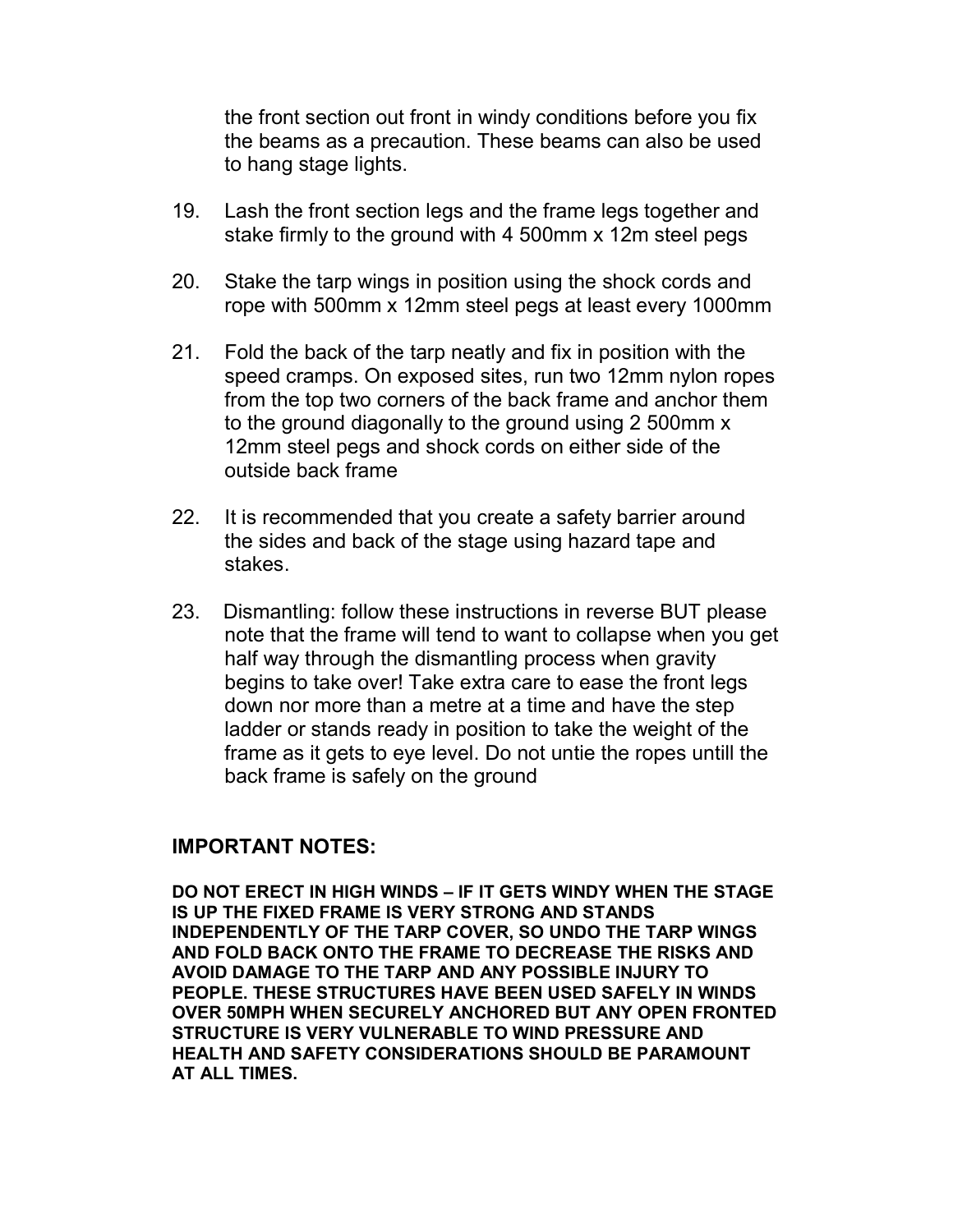the front section out front in windy conditions before you fix the beams as a precaution. These beams can also be used to hang stage lights.

19. Lash the front section legs and the frame legs together and stake firmly to the ground with 4 500mm x 12m steel pegs

20. Stake the tarp wings in position using the shock cords and rope with 500mm x 12mm steel pegs at least every 1000mm

21. Fold the back of the tarp neatly and fix in position with the speed cramps. On exposed sites, run two 12mm nylon ropes from the top two corners of the back frame and anchor them to the ground diagonally to the ground using 2 500mm x 12mm steel pegs and shock cords on either side of the outside back frame

22. It is recommended that you create a safety barrier around the sides and back of the stage using hazard tape and stakes.

23. Dismantling: follow these instructions in reverse BUT please note that the frame will tend to want to collapse when you get half way through the dismantling process when gravity begins to take over! Take extra care to ease the front legs down nor more than a metre at a time and have the step ladder or stands ready in position to take the weight of the frame as it gets to eye level. Do not untie the ropes untill the back frame is safely on the ground

## IMPORTANT NOTES:

**DO NOT ERECT IN HIGH WINDS – IF IT GETS WINDY WHEN THE STAGE IS UP THE FIXED FRAME IS VERY STRONG AND STANDS INDEPENDENTLY OF THE TARP COVER, SO UNDO THE TARP WINGS AND FOLD BACK ONTO THE FRAME TO DECREASE THE RISKS AND AVOID DAMAGE TO THE TARP AND ANY POSSIBLE INJURY TO PEOPLE. THESE STRUCTURES HAVE BEEN USED SAFELY IN WINDS OVER 50MPH WHEN SECURELY ANCHORED BUT ANY OPEN FRONTED STRUCTURE IS VERY VULNERABLE TO WIND PRESSURE AND HEALTH AND SAFETY CONSIDERATIONS SHOULD BE PARAMOUNT AT ALL TIMES.**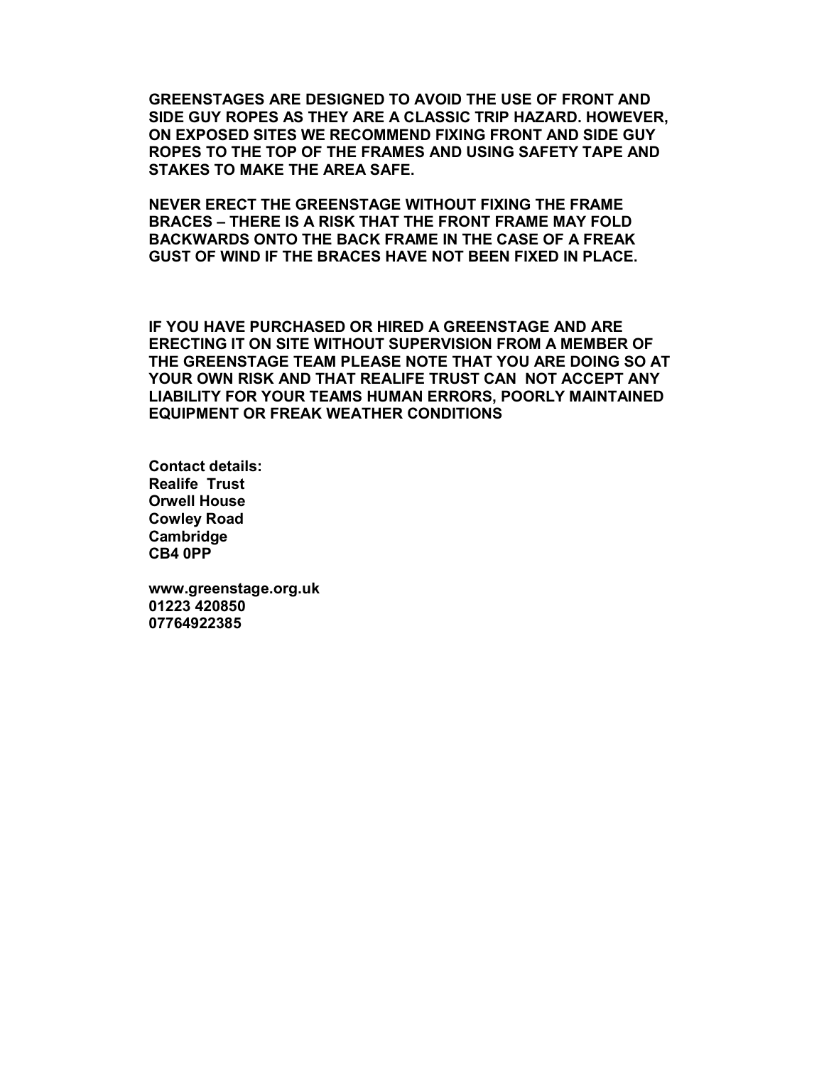**GREENSTAGES ARE DESIGNED TO AVOID THE USE OF FRONT AND SIDE GUY ROPES AS THEY ARE A CLASSIC TRIP HAZARD. HOWEVER, ON EXPOSED SITES WE RECOMMEND FIXING FRONT AND SIDE GUY ROPES TO THE TOP OF THE FRAMES AND USING SAFETY TAPE AND STAKES TO MAKE THE AREA SAFE.**

**NEVER ERECT THE GREENSTAGE WITHOUT FIXING THE FRAME BRACES – THERE IS A RISK THAT THE FRONT FRAME MAY FOLD BACKWARDS ONTO THE BACK FRAME IN THE CASE OF A FREAK GUST OF WIND IF THE BRACES HAVE NOT BEEN FIXED IN PLACE.**

**IF YOU HAVE PURCHASED OR HIRED A GREENSTAGE AND ARE ERECTING IT ON SITE WITHOUT SUPERVISION FROM A MEMBER OF THE GREENSTAGE TEAM PLEASE NOTE THAT YOU ARE DOING SO AT YOUR OWN RISK AND THAT REALIFE TRUST CAN NOT ACCEPT ANY LIABILITY FOR YOUR TEAMS HUMAN ERRORS, POORLY MAINTAINED EQUIPMENT OR FREAK WEATHER CONDITIONS**

**Contact details:**
**Realife Trust**
**Orwell House**
**Cowley Road**
**Cambridge**
**CB4 0PP**

**www.greenstage.org.uk**
**01223 420850**
**07764922385**